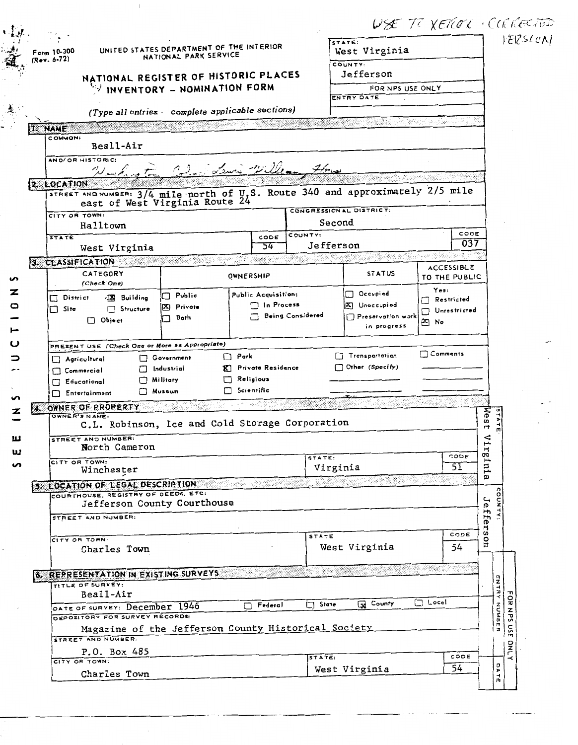USE TO XEROX · CORRECTED VERSION

Form 10-300
(Rev. 6-72)

UNITED STATES DEPARTMENT OF THE INTERIOR
NATIONAL PARK SERVICE

# NATIONAL REGISTER OF HISTORIC PLACES
# INVENTORY – NOMINATION FORM

*(Type all entries · complete applicable sections)*

| STATE: | West Virginia |
|---|---|
| COUNTY: | Jefferson |
| FOR NPS USE ONLY | |
| ENTRY DATE | |

## 1. NAME

COMMON:
Beall-Air

AND/OR HISTORIC:
Washington, Col. Lewis William House

## 2. LOCATION

STREET AND NUMBER: 3/4 mile north of U.S. Route 340 and approximately 2/5 mile east of West Virginia Route 24

| CITY OR TOWN: | CONGRESSIONAL DISTRICT: |
|---|---|
| Halltown | Second |

| STATE | CODE | COUNTY: | CODE |
|---|---|---|---|
| West Virginia | 54 | Jefferson | 037 |

## 3. CLASSIFICATION

| CATEGORY (Check One) | OWNERSHIP | | STATUS | ACCESSIBLE TO THE PUBLIC |
|---|---|---|---|---|
| ☐ District ☒ Building | ☐ Public | Public Acquisition: | ☐ Occupied | Yes: |
| ☐ Site ☐ Structure | ☒ Private | ☐ In Process | ☒ Unoccupied | ☐ Restricted |
| ☐ Object | ☐ Both | ☐ Being Considered | ☐ Preservation work in progress | ☐ Unrestricted |
| | | | | ☒ No |

PRESENT USE (Check One or More as Appropriate)

| | | | | |
|---|---|---|---|---|
| ☐ Agricultural | ☐ Government | ☐ Park | ☐ Transportation | ☐ Comments |
| ☐ Commercial | ☐ Industrial | ☒ Private Residence | ☐ Other (Specify) | |
| ☐ Educational | ☐ Military | ☐ Religious | | |
| ☐ Entertainment | ☐ Museum | ☐ Scientific | | |

## 4. OWNER OF PROPERTY

OWNER'S NAME:
C.L. Robinson, Ice and Cold Storage Corporation

STREET AND NUMBER:
North Cameron

| CITY OR TOWN: | STATE: | CODE |
|---|---|---|
| Winchester | Virginia | 51 |

## 5. LOCATION OF LEGAL DESCRIPTION

COURTHOUSE, REGISTRY OF DEEDS, ETC:
Jefferson County Courthouse

STREET AND NUMBER:

| CITY OR TOWN: | STATE | CODE |
|---|---|---|
| Charles Town | West Virginia | 54 |

## 6. REPRESENTATION IN EXISTING SURVEYS

TITLE OF SURVEY:
Beall-Air

DATE OF SURVEY: December 1946 ☐ Federal ☐ State ☒ County ☐ Local

DEPOSITORY FOR SURVEY RECORDS:
Magazine of the Jefferson County Historical Society

STREET AND NUMBER:
P.O. Box 485

| CITY OR TOWN: | STATE: | CODE |
|---|---|---|
| Charles Town | West Virginia | 54 |

STATE: West Virginia
COUNTY: Jefferson
FOR NPS USE ONLY — ENTRY NUMBER — DATE

SEE INSTRUCTIONS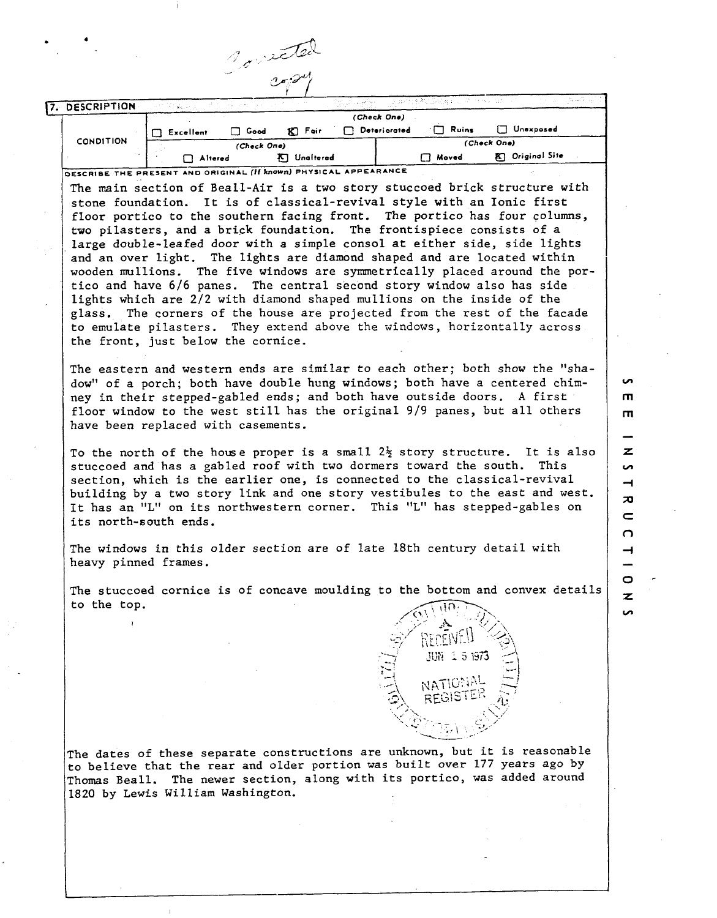Corrected copy

## 7. DESCRIPTION

| CONDITION | (Check One) | | | | | |
|---|---|---|---|---|---|---|
| | ☐ Excellent | ☐ Good | ☒ Fair | ☐ Deteriorated | ☐ Ruins | ☐ Unexposed |
| | (Check One) | | | (Check One) | | |
| | ☐ Altered | ☒ Unaltered | | ☐ Moved | ☒ Original Site | |

DESCRIBE THE PRESENT AND ORIGINAL *(If known)* PHYSICAL APPEARANCE

The main section of Beall-Air is a two story stuccoed brick structure with stone foundation. It is of classical-revival style with an Ionic first floor portico to the southern facing front. The portico has four columns, two pilasters, and a brick foundation. The frontispiece consists of a large double-leafed door with a simple consol at either side, side lights and an over light. The lights are diamond shaped and are located within wooden mullions. The five windows are symmetrically placed around the portico and have 6/6 panes. The central second story window also has side lights which are 2/2 with diamond shaped mullions on the inside of the glass. The corners of the house are projected from the rest of the facade to emulate pilasters. They extend above the windows, horizontally across the front, just below the cornice.

The eastern and western ends are similar to each other; both show the "shadow" of a porch; both have double hung windows; both have a centered chimney in their stepped-gabled ends; and both have outside doors. A first floor window to the west still has the original 9/9 panes, but all others have been replaced with casements.

To the north of the house proper is a small 2½ story structure. It is also stuccoed and has a gabled roof with two dormers toward the south. This section, which is the earlier one, is connected to the classical-revival building by a two story link and one story vestibules to the east and west. It has an "L" on its northwestern corner. This "L" has stepped-gables on its north-south ends.

The windows in this older section are of late 18th century detail with heavy pinned frames.

The stuccoed cornice is of concave moulding to the bottom and convex details to the top.

RECEIVED JUN 15 1973 NATIONAL REGISTER

The dates of these separate constructions are unknown, but it is reasonable to believe that the rear and older portion was built over 177 years ago by Thomas Beall. The newer section, along with its portico, was added around 1820 by Lewis William Washington.

SEE INSTRUCTIONS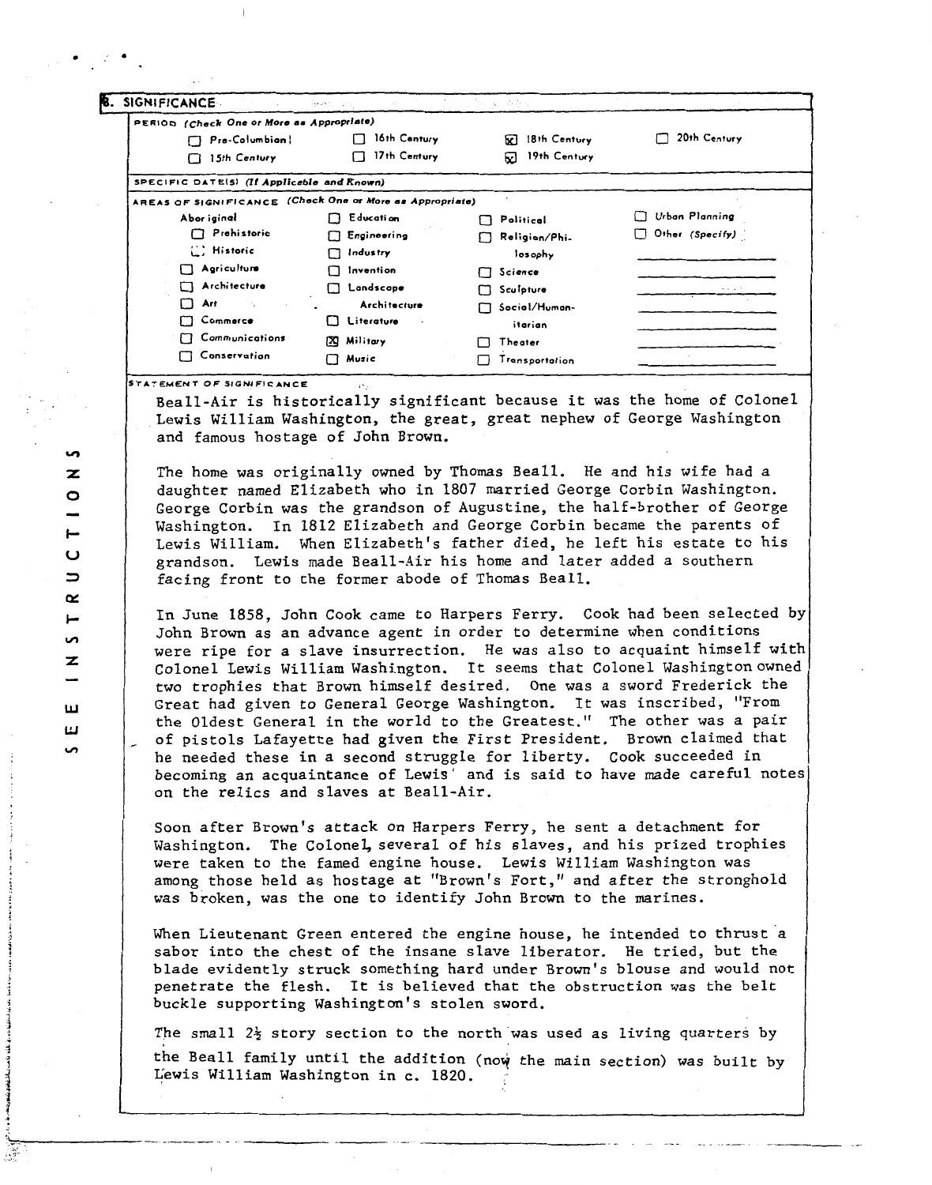## 8. SIGNIFICANCE

**PERIOD** *(Check One or More as Appropriate)*

| | | | |
|---|---|---|---|
| ☐ Pre-Columbian | ☐ 16th Century | ☒ 18th Century | ☐ 20th Century |
| ☐ 15th Century | ☐ 17th Century | ☒ 19th Century | |

**SPECIFIC DATE(S)** *(If Applicable and Known)*

**AREAS OF SIGNIFICANCE** *(Check One or More as Appropriate)*

| | | | |
|---|---|---|---|
| Aboriginal | ☐ Education | ☐ Political | ☐ Urban Planning |
| ☐ Prehistoric | ☐ Engineering | ☐ Religion/Philosophy | ☐ Other *(Specify)* |
| ☐ Historic | ☐ Industry | | |
| ☐ Agriculture | ☐ Invention | ☐ Science | |
| ☐ Architecture | ☐ Landscape Architecture | ☐ Sculpture | |
| ☐ Art | | ☐ Social/Humanitarian | |
| ☐ Commerce | ☐ Literature | | |
| ☐ Communications | ☒ Military | ☐ Theater | |
| ☐ Conservation | ☐ Music | ☐ Transportation | |

**STATEMENT OF SIGNIFICANCE**

Beall-Air is historically significant because it was the home of Colonel Lewis William Washington, the great, great nephew of George Washington and famous hostage of John Brown.

The home was originally owned by Thomas Beall. He and his wife had a daughter named Elizabeth who in 1807 married George Corbin Washington. George Corbin was the grandson of Augustine, the half-brother of George Washington. In 1812 Elizabeth and George Corbin became the parents of Lewis William. When Elizabeth's father died, he left his estate to his grandson. Lewis made Beall-Air his home and later added a southern facing front to the former abode of Thomas Beall.

In June 1858, John Cook came to Harpers Ferry. Cook had been selected by John Brown as an advance agent in order to determine when conditions were ripe for a slave insurrection. He was also to acquaint himself with Colonel Lewis William Washington. It seems that Colonel Washington owned two trophies that Brown himself desired. One was a sword Frederick the Great had given to General George Washington. It was inscribed, "From the Oldest General in the world to the Greatest." The other was a pair of pistols Lafayette had given the First President. Brown claimed that he needed these in a second struggle for liberty. Cook succeeded in becoming an acquaintance of Lewis' and is said to have made careful notes on the relics and slaves at Beall-Air.

Soon after Brown's attack on Harpers Ferry, he sent a detachment for Washington. The Colonel, several of his slaves, and his prized trophies were taken to the famed engine house. Lewis William Washington was among those held as hostage at "Brown's Fort," and after the stronghold was broken, was the one to identify John Brown to the marines.

When Lieutenant Green entered the engine house, he intended to thrust a sabor into the chest of the insane slave liberator. He tried, but the blade evidently struck something hard under Brown's blouse and would not penetrate the flesh. It is believed that the obstruction was the belt buckle supporting Washington's stolen sword.

The small 2½ story section to the north was used as living quarters by the Beall family until the addition (now the main section) was built by Lewis William Washington in c. 1820.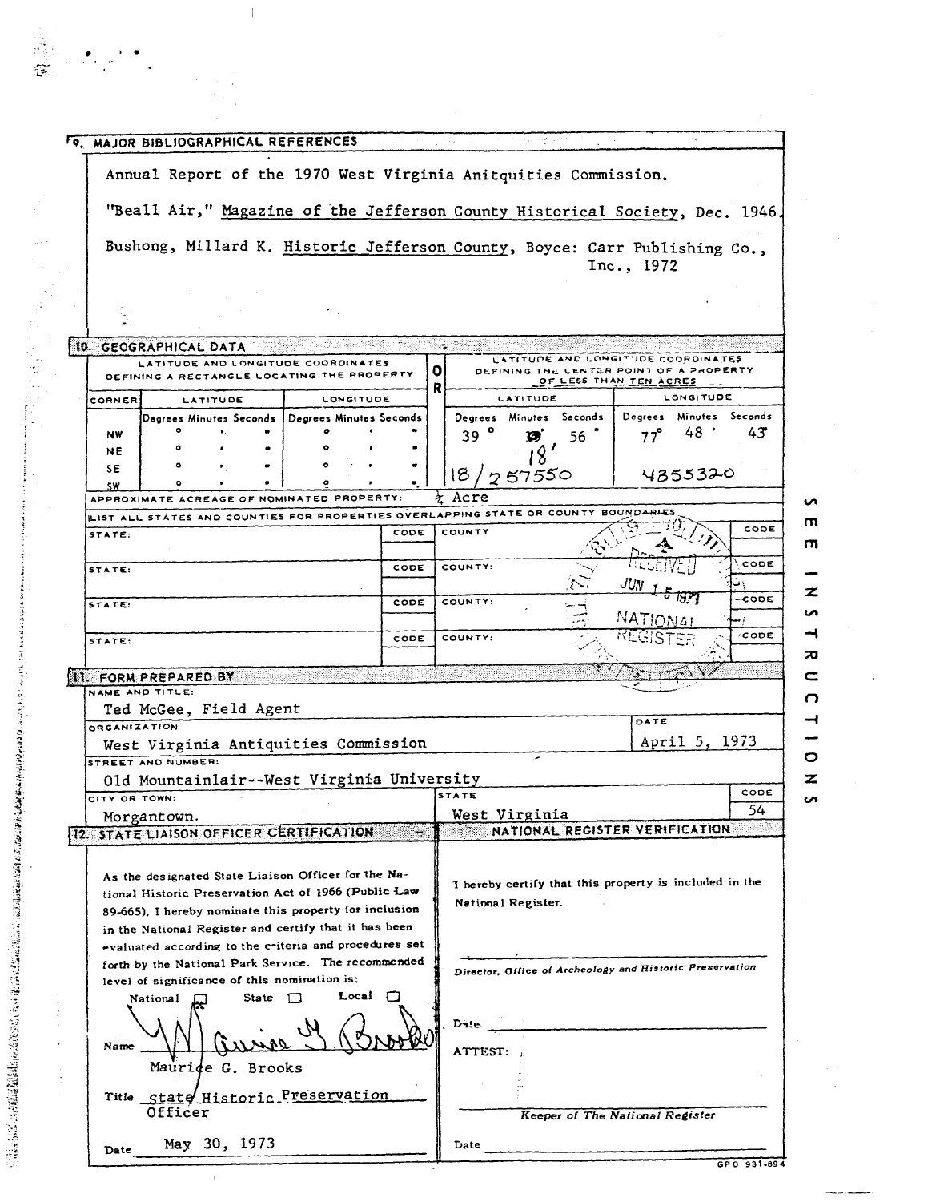## 9. MAJOR BIBLIOGRAPHICAL REFERENCES

Annual Report of the 1970 West Virginia Anitquities Commission.

"Beall Air," Magazine of the Jefferson County Historical Society, Dec. 1946.

Bushong, Millard K. Historic Jefferson County, Boyce: Carr Publishing Co., Inc., 1972

## 10. GEOGRAPHICAL DATA

| LATITUDE AND LONGITUDE COORDINATES DEFINING A RECTANGLE LOCATING THE PROPERTY | | | OR | LATITUDE AND LONGITUDE COORDINATES DEFINING THE CENTER POINT OF A PROPERTY OF LESS THAN TEN ACRES | |
|---|---|---|---|---|---|
| CORNER | LATITUDE | LONGITUDE | | LATITUDE | LONGITUDE |
| | Degrees Minutes Seconds | Degrees Minutes Seconds | | Degrees Minutes Seconds | Degrees Minutes Seconds |
| NW | ° ' " | ° ' " | | 39 ° 18 ' 56 " | 77° 48 ' 43" |
| NE | ° ' " | ° ' " | | | |
| SE | ° ' " | ° ' " | | 18 / 257550 | 4355320 |
| SW | ° ' " | ° ' " | | | |

APPROXIMATE ACREAGE OF NOMINATED PROPERTY: ½ Acre

LIST ALL STATES AND COUNTIES FOR PROPERTIES OVERLAPPING STATE OR COUNTY BOUNDARIES

| STATE: | CODE | COUNTY | CODE |
|---|---|---|---|
| STATE: | CODE | COUNTY: | CODE |
| STATE: | CODE | COUNTY: | CODE |
| STATE: | CODE | COUNTY: | CODE |

RECEIVED JUN 15 1973 NATIONAL REGISTER

## 11. FORM PREPARED BY

NAME AND TITLE:
Ted McGee, Field Agent

ORGANIZATION: West Virginia Antiquities Commission

DATE: April 5, 1973

STREET AND NUMBER: Old Mountainlair--West Virginia University

CITY OR TOWN: Morgantown.

STATE: West Virginia

CODE: 54

## 12. STATE LIAISON OFFICER CERTIFICATION

As the designated State Liaison Officer for the National Historic Preservation Act of 1966 (Public Law 89-665), I hereby nominate this property for inclusion in the National Register and certify that it has been evaluated according to the criteria and procedures set forth by the National Park Service. The recommended level of significance of this nomination is:

National ☐ State ☐ Local ☐

Name: Maurice G. Brooks

Title: State Historic Preservation Officer

Date: May 30, 1973

## NATIONAL REGISTER VERIFICATION

I hereby certify that this property is included in the National Register.

Director, Office of Archeology and Historic Preservation

Date

ATTEST:

Keeper of The National Register

Date

SEE INSTRUCTIONS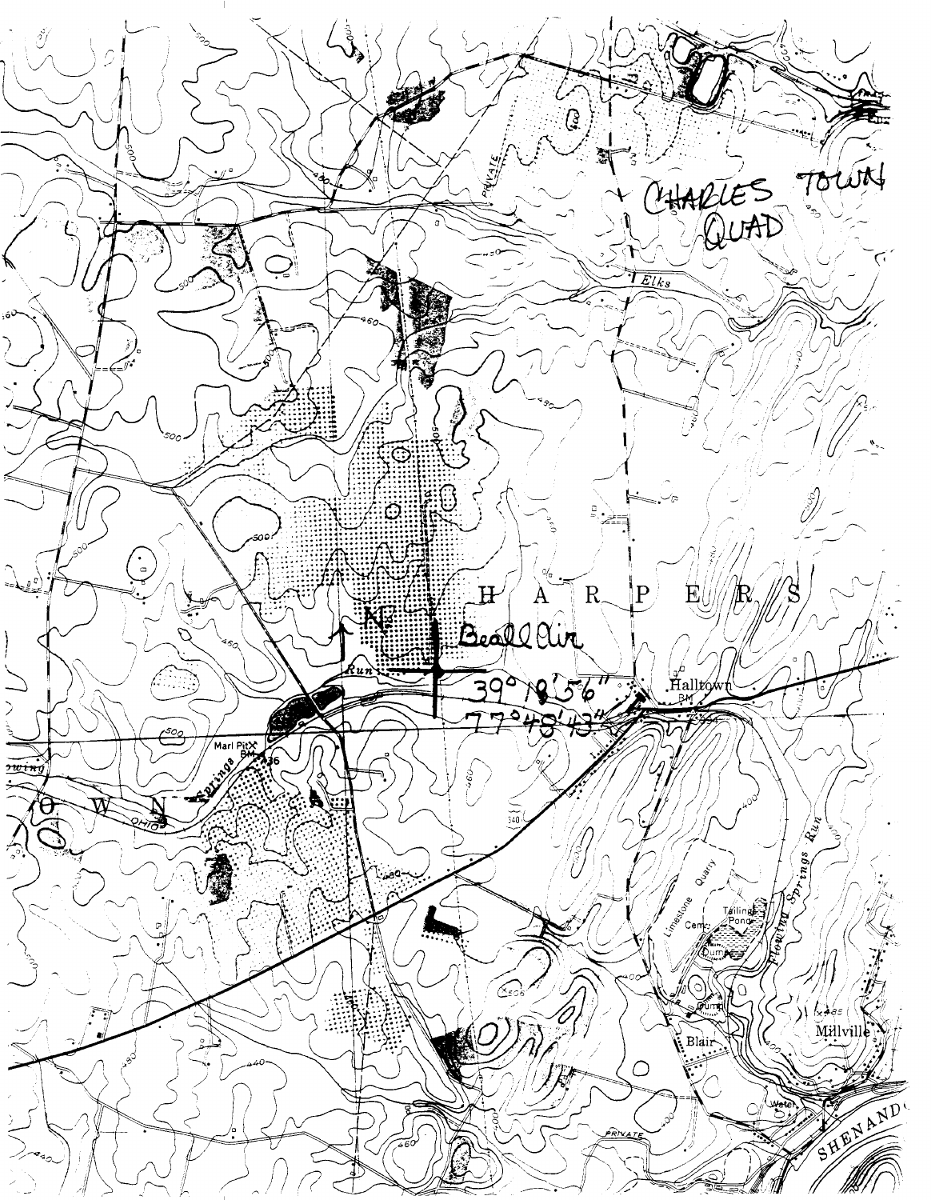CHARLES TOWN QUAD

N

Beall Air

39° 18' 56"

77° 48' 43"

H A R P E R S

O W N

Halltown

Marl Pit

Elks

Run

Springs

Limestone Quarry

Tailings Pond

Cem

Dump

Blair

Millville

Flowing Springs Run

SHENAND

PRIVATE

340